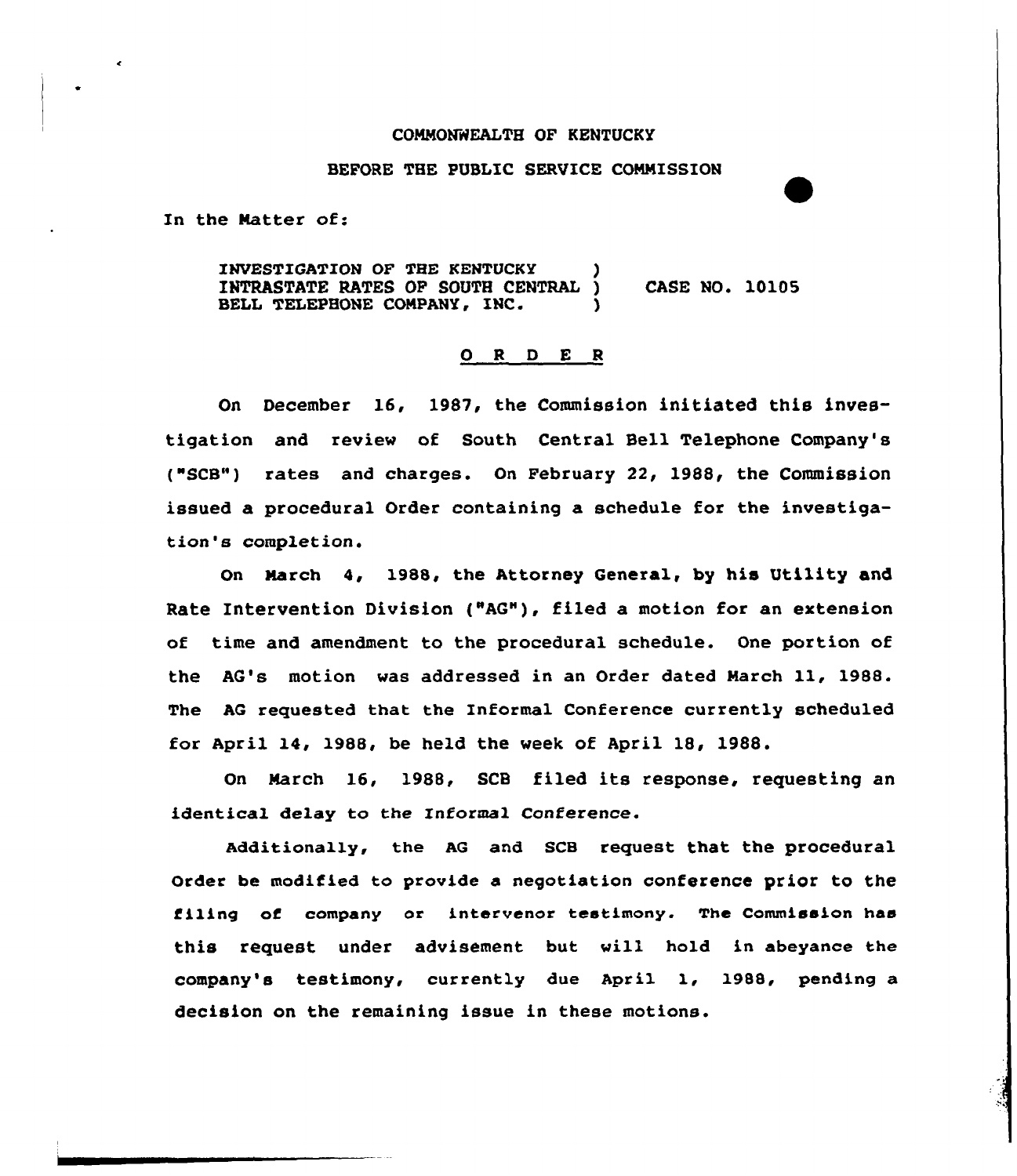COMMONWEALTH OF KENTUCKY

BEFORE THE PUBLIC SERVICE COMMISSION

In the Matter of:

INVESTIGATION OF THE KENTUCKY INTRASTATE RATES OF SOUTH CENTRAL BELL TELEPHONE COMPANY, INC. ) CASE NO. 10105

## O R D E R

On December 16, 1987, the Commission initiated this investigation and review of South Central Bell Telephone Company's ("SCB") rates and charges. On February 22, 1988, the Commission issued a procedural Order containing a schedule for the investigation's completion.

On March 4, 1988, the Attorney General, by his Utility and Rate Intervention Division ("AG"), filed a motion for an extension of time and amendment to the procedural schedule. One portion of the AG's motion was addressed in an Order dated March 11, 1988. The AG requested that the Informal Conference currently scheduled for April 14, 1988, be held the week of April 18, 1988.

On March 16, 1988, SCB filed its response, requesting an identical delay to the Informal Conference.

Additionally, the AG and SCB request that the procedural Order be modified to provide a negotiation conference prior to the filing of company or intervenor testimony. The Commission has this request under advisement but will hold in abeyance the company's testimony, currently due April 1, 1988, pending a decision on the remaining issue in these motions.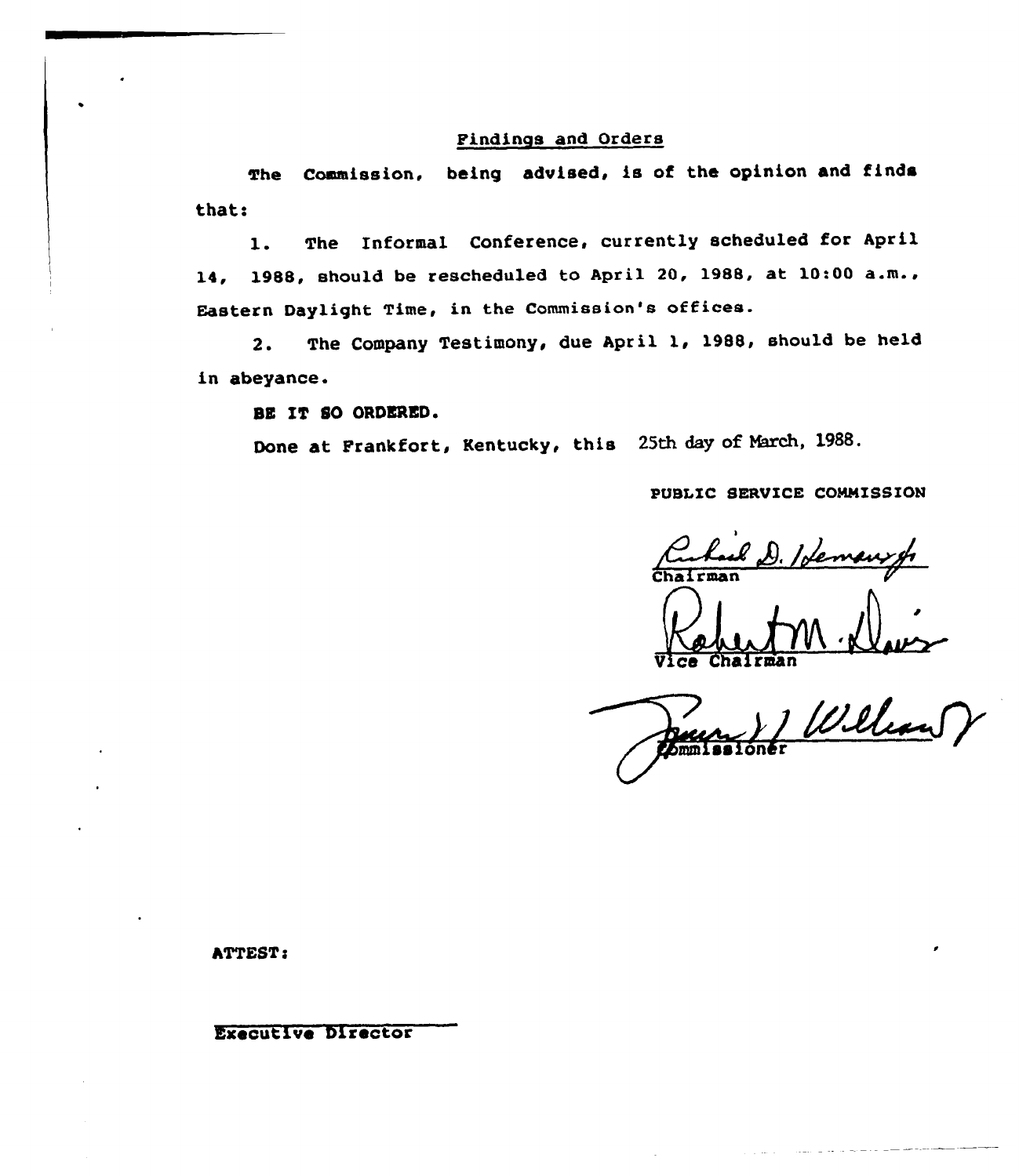## Findings and Orders

The Commission, being advised, is of the opinion and finds that:

1. The Informal Conference, currently scheduled for April 14, 1988, should be rescheduled to April 20, 1988, at 10:00 a.m., Eastern Daylight Time, in the Commission's offices.

2. The Company Testimony, due April 1, 1988, should be held in abeyance.

**BE IT SO ORDERED.**

Done at Frankfort, Kentucky, this 25th day of March, 1988.

PUBLIC SERVICE COMMISSION

Chairman

Vice Chairman

Commissioner

ATTEST:

Executive Director